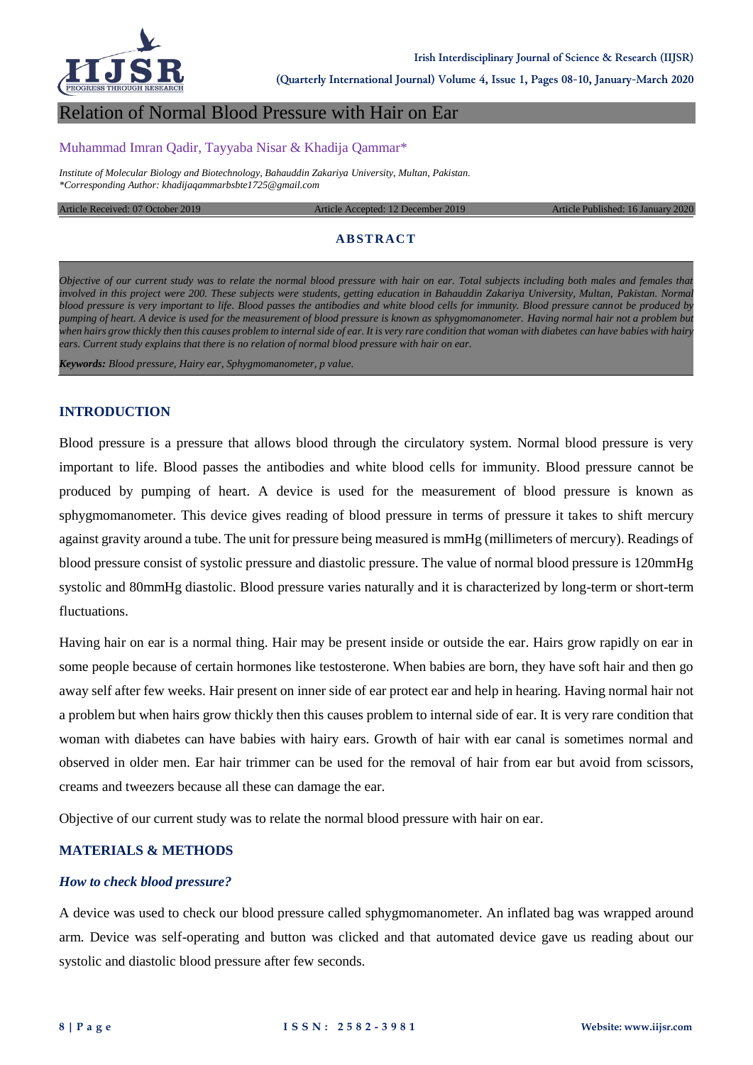# Relation of Normal Blood Pressure with Hair on Ear

Muhammad Imran Qadir, Tayyaba Nisar & Khadija Qammar*

*Institute of Molecular Biology and Biotechnology, Bahauddin Zakariya University, Multan, Pakistan.*
*\*Corresponding Author: khadijaqammarbsbte1725@gmail.com*

Article Received: 07 October 2019 | Article Accepted: 12 December 2019 | Article Published: 16 January 2020

## ABSTRACT

*Objective of our current study was to relate the normal blood pressure with hair on ear. Total subjects including both males and females that involved in this project were 200. These subjects were students, getting education in Bahauddin Zakariya University, Multan, Pakistan. Normal blood pressure is very important to life. Blood passes the antibodies and white blood cells for immunity. Blood pressure cannot be produced by pumping of heart. A device is used for the measurement of blood pressure is known as sphygmomanometer. Having normal hair not a problem but when hairs grow thickly then this causes problem to internal side of ear. It is very rare condition that woman with diabetes can have babies with hairy ears. Current study explains that there is no relation of normal blood pressure with hair on ear.*

***Keywords:*** *Blood pressure, Hairy ear, Sphygmomanometer, p value.*

## INTRODUCTION

Blood pressure is a pressure that allows blood through the circulatory system. Normal blood pressure is very important to life. Blood passes the antibodies and white blood cells for immunity. Blood pressure cannot be produced by pumping of heart. A device is used for the measurement of blood pressure is known as sphygmomanometer. This device gives reading of blood pressure in terms of pressure it takes to shift mercury against gravity around a tube. The unit for pressure being measured is mmHg (millimeters of mercury). Readings of blood pressure consist of systolic pressure and diastolic pressure. The value of normal blood pressure is 120mmHg systolic and 80mmHg diastolic. Blood pressure varies naturally and it is characterized by long-term or short-term fluctuations.

Having hair on ear is a normal thing. Hair may be present inside or outside the ear. Hairs grow rapidly on ear in some people because of certain hormones like testosterone. When babies are born, they have soft hair and then go away self after few weeks. Hair present on inner side of ear protect ear and help in hearing. Having normal hair not a problem but when hairs grow thickly then this causes problem to internal side of ear. It is very rare condition that woman with diabetes can have babies with hairy ears. Growth of hair with ear canal is sometimes normal and observed in older men. Ear hair trimmer can be used for the removal of hair from ear but avoid from scissors, creams and tweezers because all these can damage the ear.

Objective of our current study was to relate the normal blood pressure with hair on ear.

## MATERIALS & METHODS

### *How to check blood pressure?*

A device was used to check our blood pressure called sphygmomanometer. An inflated bag was wrapped around arm. Device was self-operating and button was clicked and that automated device gave us reading about our systolic and diastolic blood pressure after few seconds.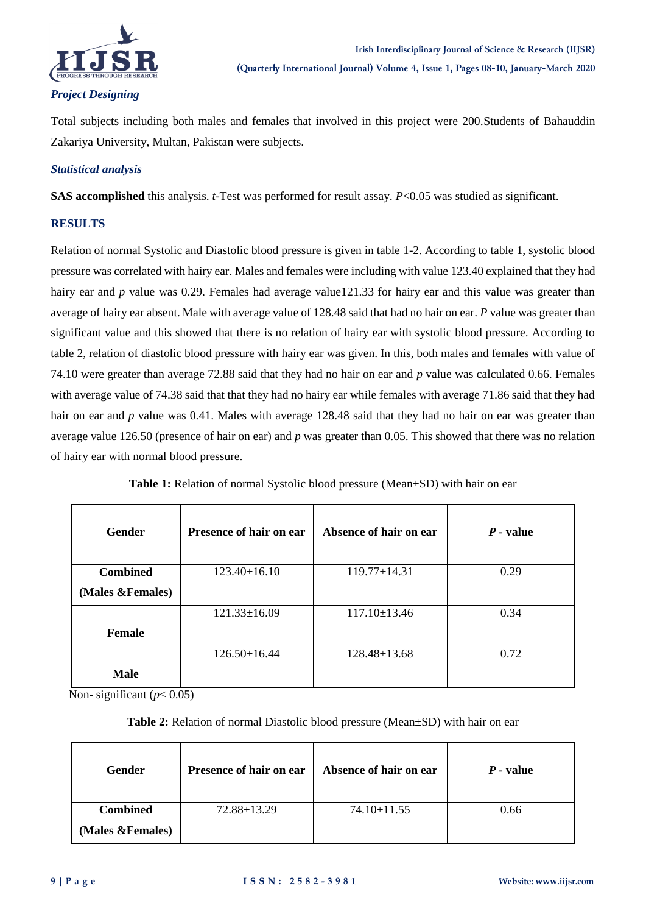### *Project Designing*

Total subjects including both males and females that involved in this project were 200.Students of Bahauddin Zakariya University, Multan, Pakistan were subjects.

### *Statistical analysis*

**SAS accomplished** this analysis. *t*-Test was performed for result assay. $P<0.05$ was studied as significant.

## RESULTS

Relation of normal Systolic and Diastolic blood pressure is given in table 1-2. According to table 1, systolic blood pressure was correlated with hairy ear. Males and females were including with value 123.40 explained that they had hairy ear and *p* value was 0.29. Females had average value121.33 for hairy ear and this value was greater than average of hairy ear absent. Male with average value of 128.48 said that had no hair on ear. *P* value was greater than significant value and this showed that there is no relation of hairy ear with systolic blood pressure. According to table 2, relation of diastolic blood pressure with hairy ear was given. In this, both males and females with value of 74.10 were greater than average 72.88 said that they had no hair on ear and *p* value was calculated 0.66. Females with average value of 74.38 said that that they had no hairy ear while females with average 71.86 said that they had hair on ear and *p* value was 0.41. Males with average 128.48 said that they had no hair on ear was greater than average value 126.50 (presence of hair on ear) and *p* was greater than 0.05. This showed that there was no relation of hairy ear with normal blood pressure.

**Table 1:** Relation of normal Systolic blood pressure (Mean±SD) with hair on ear

| Gender | Presence of hair on ear | Absence of hair on ear | *P* - value |
|---|---|---|---|
| Combined (Males &Females) | 123.40±16.10 | 119.77±14.31 | 0.29 |
| Female | 121.33±16.09 | 117.10±13.46 | 0.34 |
| Male | 126.50±16.44 | 128.48±13.68 | 0.72 |

Non- significant ($p< 0.05$)

**Table 2:** Relation of normal Diastolic blood pressure (Mean±SD) with hair on ear

| Gender | Presence of hair on ear | Absence of hair on ear | *P* - value |
|---|---|---|---|
| Combined (Males &Females) | 72.88±13.29 | 74.10±11.55 | 0.66 |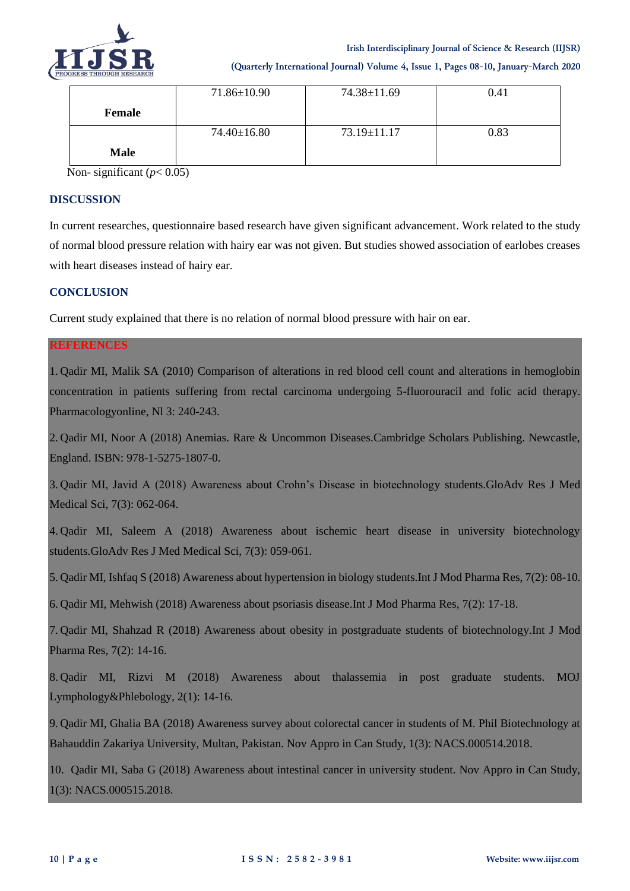| | | | |
|---|---|---|---|
| Female | 71.86±10.90 | 74.38±11.69 | 0.41 |
| Male | 74.40±16.80 | 73.19±11.17 | 0.83 |

Non- significant ($p< 0.05$)

## DISCUSSION

In current researches, questionnaire based research have given significant advancement. Work related to the study of normal blood pressure relation with hairy ear was not given. But studies showed association of earlobes creases with heart diseases instead of hairy ear.

## CONCLUSION

Current study explained that there is no relation of normal blood pressure with hair on ear.

## REFERENCES

1. Qadir MI, Malik SA (2010) Comparison of alterations in red blood cell count and alterations in hemoglobin concentration in patients suffering from rectal carcinoma undergoing 5-fluorouracil and folic acid therapy. Pharmacologyonline, Nl 3: 240-243.

2. Qadir MI, Noor A (2018) Anemias. Rare & Uncommon Diseases.Cambridge Scholars Publishing. Newcastle, England. ISBN: 978-1-5275-1807-0.

3. Qadir MI, Javid A (2018) Awareness about Crohn's Disease in biotechnology students.GloAdv Res J Med Medical Sci, 7(3): 062-064.

4. Qadir MI, Saleem A (2018) Awareness about ischemic heart disease in university biotechnology students.GloAdv Res J Med Medical Sci, 7(3): 059-061.

5. Qadir MI, Ishfaq S (2018) Awareness about hypertension in biology students.Int J Mod Pharma Res, 7(2): 08-10.

6. Qadir MI, Mehwish (2018) Awareness about psoriasis disease.Int J Mod Pharma Res, 7(2): 17-18.

7. Qadir MI, Shahzad R (2018) Awareness about obesity in postgraduate students of biotechnology.Int J Mod Pharma Res, 7(2): 14-16.

8. Qadir MI, Rizvi M (2018) Awareness about thalassemia in post graduate students. MOJ Lymphology&Phlebology, 2(1): 14-16.

9. Qadir MI, Ghalia BA (2018) Awareness survey about colorectal cancer in students of M. Phil Biotechnology at Bahauddin Zakariya University, Multan, Pakistan. Nov Appro in Can Study, 1(3): NACS.000514.2018.

10. Qadir MI, Saba G (2018) Awareness about intestinal cancer in university student. Nov Appro in Can Study, 1(3): NACS.000515.2018.